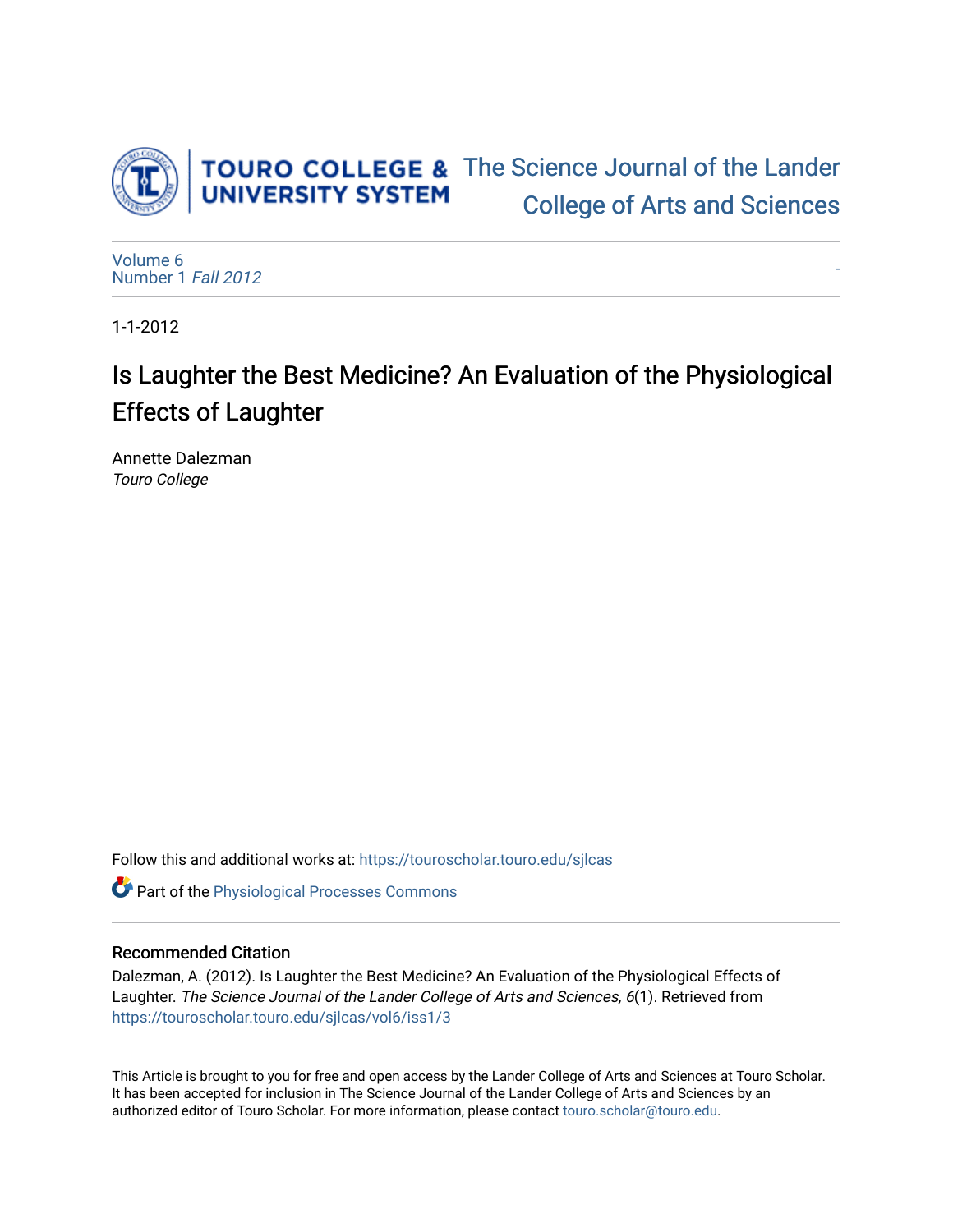TOURO COLLEGE & UNIVERSITY SYSTEM

The Science Journal of the Lander College of Arts and Sciences

Volume 6
Number 1 *Fall 2012*

-

1-1-2012

# Is Laughter the Best Medicine? An Evaluation of the Physiological Effects of Laughter

Annette Dalezman
*Touro College*

Follow this and additional works at: https://touroscholar.touro.edu/sjlcas

Part of the Physiological Processes Commons

## Recommended Citation

Dalezman, A. (2012). Is Laughter the Best Medicine? An Evaluation of the Physiological Effects of Laughter. *The Science Journal of the Lander College of Arts and Sciences, 6*(1). Retrieved from https://touroscholar.touro.edu/sjlcas/vol6/iss1/3

This Article is brought to you for free and open access by the Lander College of Arts and Sciences at Touro Scholar. It has been accepted for inclusion in The Science Journal of the Lander College of Arts and Sciences by an authorized editor of Touro Scholar. For more information, please contact touro.scholar@touro.edu.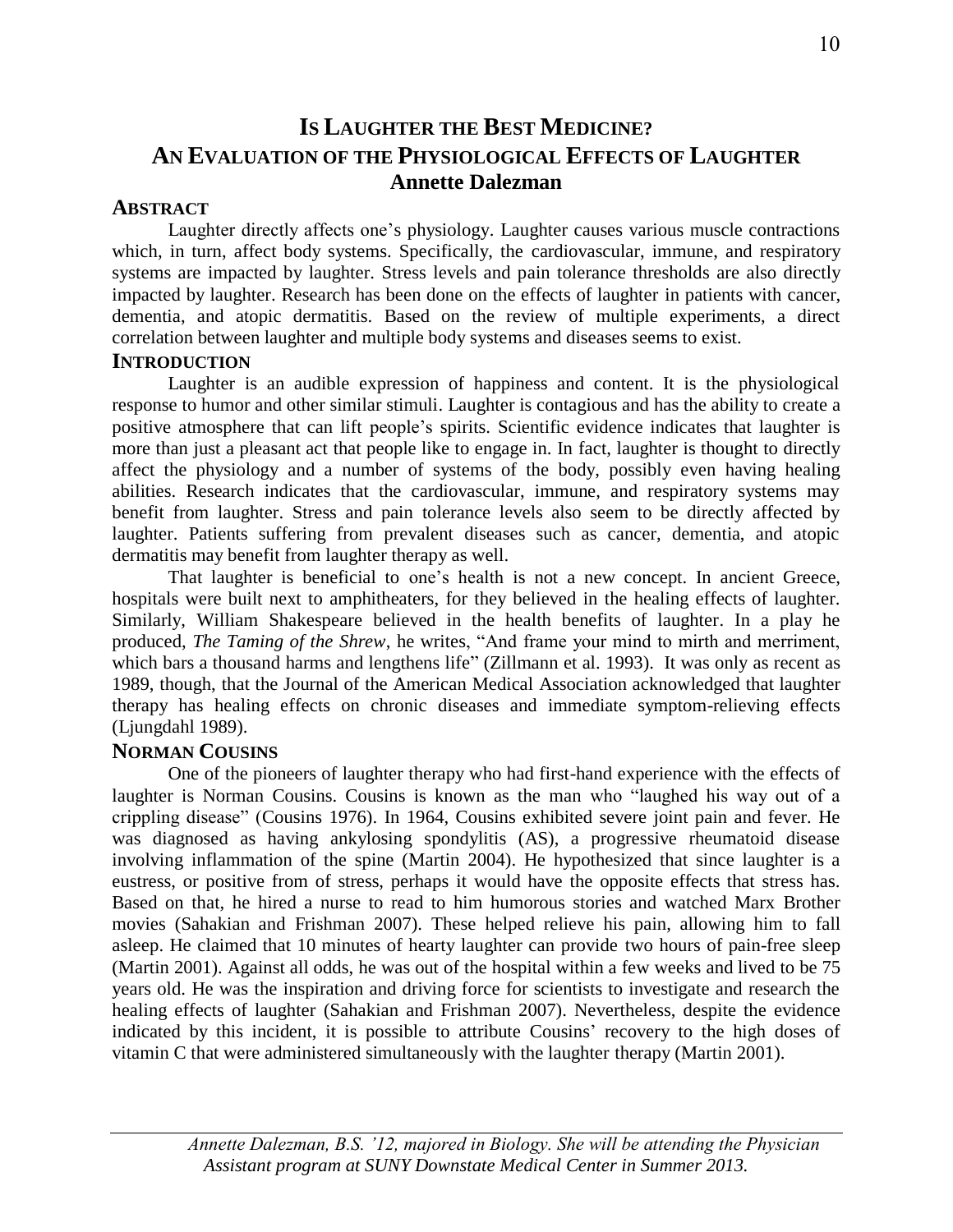# Is Laughter the Best Medicine? An Evaluation of the Physiological Effects of Laughter

**Annette Dalezman**

## Abstract

Laughter directly affects one's physiology. Laughter causes various muscle contractions which, in turn, affect body systems. Specifically, the cardiovascular, immune, and respiratory systems are impacted by laughter. Stress levels and pain tolerance thresholds are also directly impacted by laughter. Research has been done on the effects of laughter in patients with cancer, dementia, and atopic dermatitis. Based on the review of multiple experiments, a direct correlation between laughter and multiple body systems and diseases seems to exist.

## Introduction

Laughter is an audible expression of happiness and content. It is the physiological response to humor and other similar stimuli. Laughter is contagious and has the ability to create a positive atmosphere that can lift people's spirits. Scientific evidence indicates that laughter is more than just a pleasant act that people like to engage in. In fact, laughter is thought to directly affect the physiology and a number of systems of the body, possibly even having healing abilities. Research indicates that the cardiovascular, immune, and respiratory systems may benefit from laughter. Stress and pain tolerance levels also seem to be directly affected by laughter. Patients suffering from prevalent diseases such as cancer, dementia, and atopic dermatitis may benefit from laughter therapy as well.

That laughter is beneficial to one's health is not a new concept. In ancient Greece, hospitals were built next to amphitheaters, for they believed in the healing effects of laughter. Similarly, William Shakespeare believed in the health benefits of laughter. In a play he produced, *The Taming of the Shrew*, he writes, "And frame your mind to mirth and merriment, which bars a thousand harms and lengthens life" (Zillmann et al. 1993). It was only as recent as 1989, though, that the Journal of the American Medical Association acknowledged that laughter therapy has healing effects on chronic diseases and immediate symptom-relieving effects (Ljungdahl 1989).

## Norman Cousins

One of the pioneers of laughter therapy who had first-hand experience with the effects of laughter is Norman Cousins. Cousins is known as the man who "laughed his way out of a crippling disease" (Cousins 1976). In 1964, Cousins exhibited severe joint pain and fever. He was diagnosed as having ankylosing spondylitis (AS), a progressive rheumatoid disease involving inflammation of the spine (Martin 2004). He hypothesized that since laughter is a eustress, or positive from of stress, perhaps it would have the opposite effects that stress has. Based on that, he hired a nurse to read to him humorous stories and watched Marx Brother movies (Sahakian and Frishman 2007). These helped relieve his pain, allowing him to fall asleep. He claimed that 10 minutes of hearty laughter can provide two hours of pain-free sleep (Martin 2001). Against all odds, he was out of the hospital within a few weeks and lived to be 75 years old. He was the inspiration and driving force for scientists to investigate and research the healing effects of laughter (Sahakian and Frishman 2007). Nevertheless, despite the evidence indicated by this incident, it is possible to attribute Cousins' recovery to the high doses of vitamin C that were administered simultaneously with the laughter therapy (Martin 2001).

---

*Annette Dalezman, B.S. '12, majored in Biology. She will be attending the Physician Assistant program at SUNY Downstate Medical Center in Summer 2013.*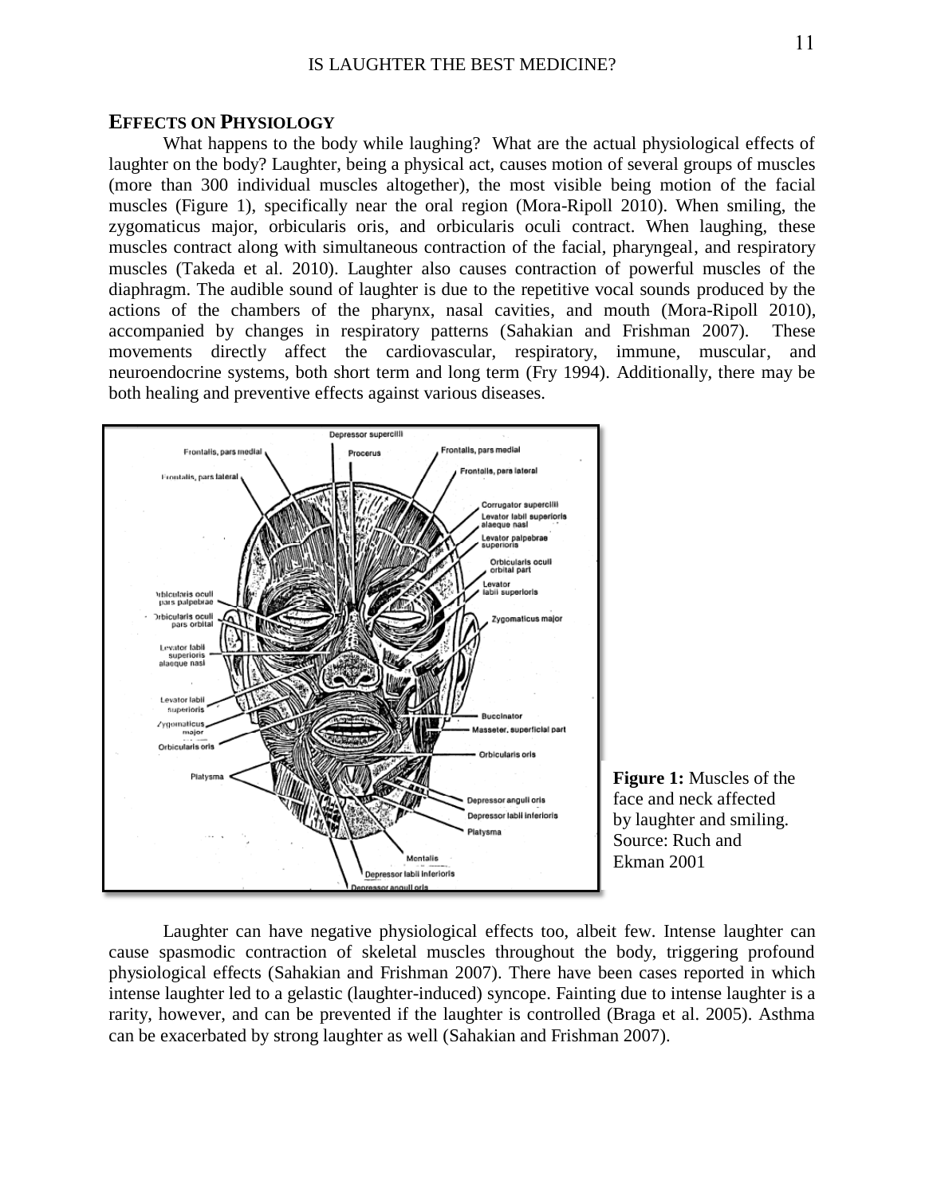## Effects on Physiology

What happens to the body while laughing? What are the actual physiological effects of laughter on the body? Laughter, being a physical act, causes motion of several groups of muscles (more than 300 individual muscles altogether), the most visible being motion of the facial muscles (Figure 1), specifically near the oral region (Mora-Ripoll 2010). When smiling, the zygomaticus major, orbicularis oris, and orbicularis oculi contract. When laughing, these muscles contract along with simultaneous contraction of the facial, pharyngeal, and respiratory muscles (Takeda et al. 2010). Laughter also causes contraction of powerful muscles of the diaphragm. The audible sound of laughter is due to the repetitive vocal sounds produced by the actions of the chambers of the pharynx, nasal cavities, and mouth (Mora-Ripoll 2010), accompanied by changes in respiratory patterns (Sahakian and Frishman 2007). These movements directly affect the cardiovascular, respiratory, immune, muscular, and neuroendocrine systems, both short term and long term (Fry 1994). Additionally, there may be both healing and preventive effects against various diseases.

**Figure 1:** Muscles of the face and neck affected by laughter and smiling. Source: Ruch and Ekman 2001

Laughter can have negative physiological effects too, albeit few. Intense laughter can cause spasmodic contraction of skeletal muscles throughout the body, triggering profound physiological effects (Sahakian and Frishman 2007). There have been cases reported in which intense laughter led to a gelastic (laughter-induced) syncope. Fainting due to intense laughter is a rarity, however, and can be prevented if the laughter is controlled (Braga et al. 2005). Asthma can be exacerbated by strong laughter as well (Sahakian and Frishman 2007).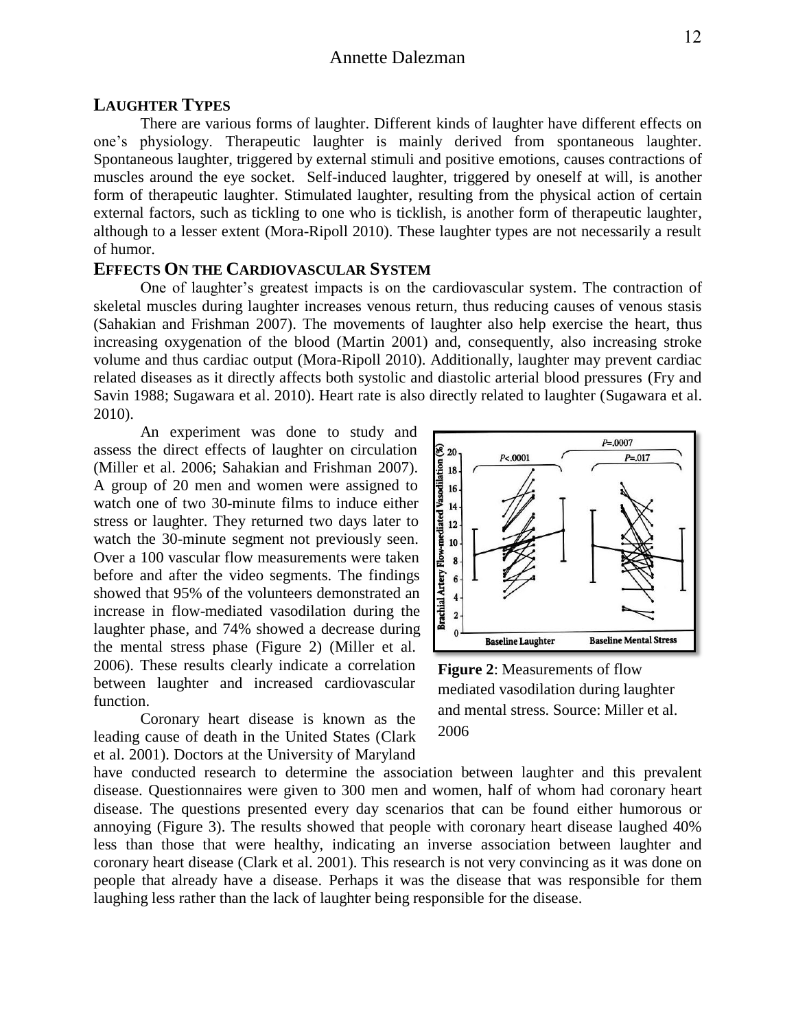## LAUGHTER TYPES

There are various forms of laughter. Different kinds of laughter have different effects on one's physiology. Therapeutic laughter is mainly derived from spontaneous laughter. Spontaneous laughter, triggered by external stimuli and positive emotions, causes contractions of muscles around the eye socket. Self-induced laughter, triggered by oneself at will, is another form of therapeutic laughter. Stimulated laughter, resulting from the physical action of certain external factors, such as tickling to one who is ticklish, is another form of therapeutic laughter, although to a lesser extent (Mora-Ripoll 2010). These laughter types are not necessarily a result of humor.

## EFFECTS ON THE CARDIOVASCULAR SYSTEM

One of laughter's greatest impacts is on the cardiovascular system. The contraction of skeletal muscles during laughter increases venous return, thus reducing causes of venous stasis (Sahakian and Frishman 2007). The movements of laughter also help exercise the heart, thus increasing oxygenation of the blood (Martin 2001) and, consequently, also increasing stroke volume and thus cardiac output (Mora-Ripoll 2010). Additionally, laughter may prevent cardiac related diseases as it directly affects both systolic and diastolic arterial blood pressures (Fry and Savin 1988; Sugawara et al. 2010). Heart rate is also directly related to laughter (Sugawara et al. 2010).

An experiment was done to study and assess the direct effects of laughter on circulation (Miller et al. 2006; Sahakian and Frishman 2007). A group of 20 men and women were assigned to watch one of two 30-minute films to induce either stress or laughter. They returned two days later to watch the 30-minute segment not previously seen. Over a 100 vascular flow measurements were taken before and after the video segments. The findings showed that 95% of the volunteers demonstrated an increase in flow-mediated vasodilation during the laughter phase, and 74% showed a decrease during the mental stress phase (Figure 2) (Miller et al. 2006). These results clearly indicate a correlation between laughter and increased cardiovascular function.

**Figure 2**: Measurements of flow mediated vasodilation during laughter and mental stress. Source: Miller et al. 2006

Coronary heart disease is known as the leading cause of death in the United States (Clark et al. 2001). Doctors at the University of Maryland have conducted research to determine the association between laughter and this prevalent disease. Questionnaires were given to 300 men and women, half of whom had coronary heart disease. The questions presented every day scenarios that can be found either humorous or annoying (Figure 3). The results showed that people with coronary heart disease laughed 40% less than those that were healthy, indicating an inverse association between laughter and coronary heart disease (Clark et al. 2001). This research is not very convincing as it was done on people that already have a disease. Perhaps it was the disease that was responsible for them laughing less rather than the lack of laughter being responsible for the disease.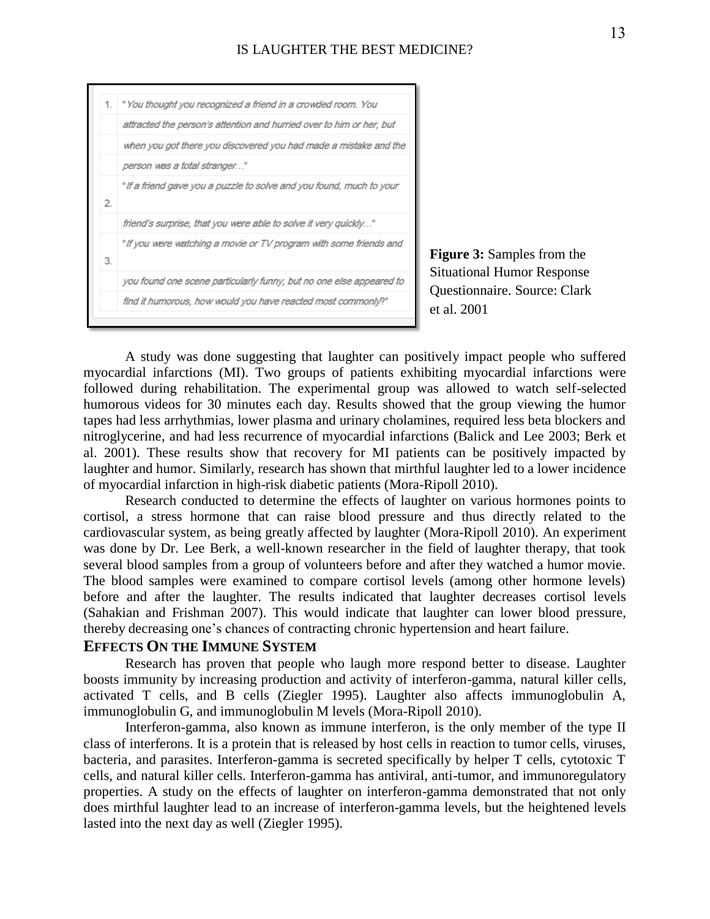| | |
|---|---|
| 1. | "*You thought you recognized a friend in a crowded room. You attracted the person's attention and hurried over to him or her, but when you got there you discovered you had made a mistake and the person was a total stranger...*" |
| 2. | "*If a friend gave you a puzzle to solve and you found, much to your friend's surprise, that you were able to solve it very quickly...*" |
| 3. | "*If you were watching a movie or TV program with some friends and you found one scene particularly funny, but no one else appeared to find it humorous, how would you have reacted most commonly?*" |

**Figure 3:** Samples from the Situational Humor Response Questionnaire. Source: Clark et al. 2001

A study was done suggesting that laughter can positively impact people who suffered myocardial infarctions (MI). Two groups of patients exhibiting myocardial infarctions were followed during rehabilitation. The experimental group was allowed to watch self-selected humorous videos for 30 minutes each day. Results showed that the group viewing the humor tapes had less arrhythmias, lower plasma and urinary cholamines, required less beta blockers and nitroglycerine, and had less recurrence of myocardial infarctions (Balick and Lee 2003; Berk et al. 2001). These results show that recovery for MI patients can be positively impacted by laughter and humor. Similarly, research has shown that mirthful laughter led to a lower incidence of myocardial infarction in high-risk diabetic patients (Mora-Ripoll 2010).

Research conducted to determine the effects of laughter on various hormones points to cortisol, a stress hormone that can raise blood pressure and thus directly related to the cardiovascular system, as being greatly affected by laughter (Mora-Ripoll 2010). An experiment was done by Dr. Lee Berk, a well-known researcher in the field of laughter therapy, that took several blood samples from a group of volunteers before and after they watched a humor movie. The blood samples were examined to compare cortisol levels (among other hormone levels) before and after the laughter. The results indicated that laughter decreases cortisol levels (Sahakian and Frishman 2007). This would indicate that laughter can lower blood pressure, thereby decreasing one's chances of contracting chronic hypertension and heart failure.

## Effects On the Immune System

Research has proven that people who laugh more respond better to disease. Laughter boosts immunity by increasing production and activity of interferon-gamma, natural killer cells, activated T cells, and B cells (Ziegler 1995). Laughter also affects immunoglobulin A, immunoglobulin G, and immunoglobulin M levels (Mora-Ripoll 2010).

Interferon-gamma, also known as immune interferon, is the only member of the type II class of interferons. It is a protein that is released by host cells in reaction to tumor cells, viruses, bacteria, and parasites. Interferon-gamma is secreted specifically by helper T cells, cytotoxic T cells, and natural killer cells. Interferon-gamma has antiviral, anti-tumor, and immunoregulatory properties. A study on the effects of laughter on interferon-gamma demonstrated that not only does mirthful laughter lead to an increase of interferon-gamma levels, but the heightened levels lasted into the next day as well (Ziegler 1995).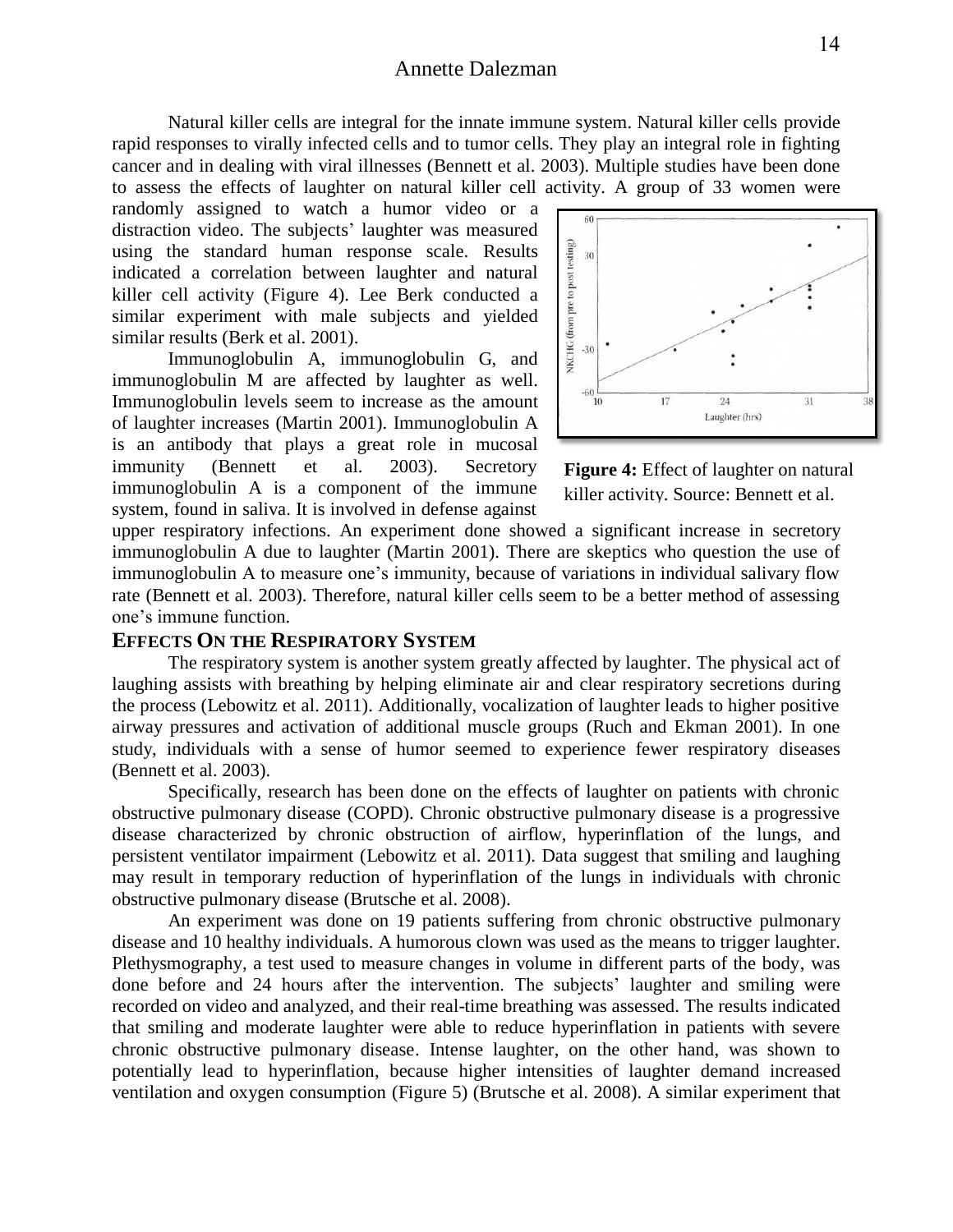Natural killer cells are integral for the innate immune system. Natural killer cells provide rapid responses to virally infected cells and to tumor cells. They play an integral role in fighting cancer and in dealing with viral illnesses (Bennett et al. 2003). Multiple studies have been done to assess the effects of laughter on natural killer cell activity. A group of 33 women were randomly assigned to watch a humor video or a distraction video. The subjects' laughter was measured using the standard human response scale. Results indicated a correlation between laughter and natural killer cell activity (Figure 4). Lee Berk conducted a similar experiment with male subjects and yielded similar results (Berk et al. 2001).

**Figure 4:** Effect of laughter on natural killer activity. Source: Bennett et al.

Immunoglobulin A, immunoglobulin G, and immunoglobulin M are affected by laughter as well. Immunoglobulin levels seem to increase as the amount of laughter increases (Martin 2001). Immunoglobulin A is an antibody that plays a great role in mucosal immunity (Bennett et al. 2003). Secretory immunoglobulin A is a component of the immune system, found in saliva. It is involved in defense against upper respiratory infections. An experiment done showed a significant increase in secretory immunoglobulin A due to laughter (Martin 2001). There are skeptics who question the use of immunoglobulin A to measure one's immunity, because of variations in individual salivary flow rate (Bennett et al. 2003). Therefore, natural killer cells seem to be a better method of assessing one's immune function.

## EFFECTS ON THE RESPIRATORY SYSTEM

The respiratory system is another system greatly affected by laughter. The physical act of laughing assists with breathing by helping eliminate air and clear respiratory secretions during the process (Lebowitz et al. 2011). Additionally, vocalization of laughter leads to higher positive airway pressures and activation of additional muscle groups (Ruch and Ekman 2001). In one study, individuals with a sense of humor seemed to experience fewer respiratory diseases (Bennett et al. 2003).

Specifically, research has been done on the effects of laughter on patients with chronic obstructive pulmonary disease (COPD). Chronic obstructive pulmonary disease is a progressive disease characterized by chronic obstruction of airflow, hyperinflation of the lungs, and persistent ventilator impairment (Lebowitz et al. 2011). Data suggest that smiling and laughing may result in temporary reduction of hyperinflation of the lungs in individuals with chronic obstructive pulmonary disease (Brutsche et al. 2008).

An experiment was done on 19 patients suffering from chronic obstructive pulmonary disease and 10 healthy individuals. A humorous clown was used as the means to trigger laughter. Plethysmography, a test used to measure changes in volume in different parts of the body, was done before and 24 hours after the intervention. The subjects' laughter and smiling were recorded on video and analyzed, and their real-time breathing was assessed. The results indicated that smiling and moderate laughter were able to reduce hyperinflation in patients with severe chronic obstructive pulmonary disease. Intense laughter, on the other hand, was shown to potentially lead to hyperinflation, because higher intensities of laughter demand increased ventilation and oxygen consumption (Figure 5) (Brutsche et al. 2008). A similar experiment that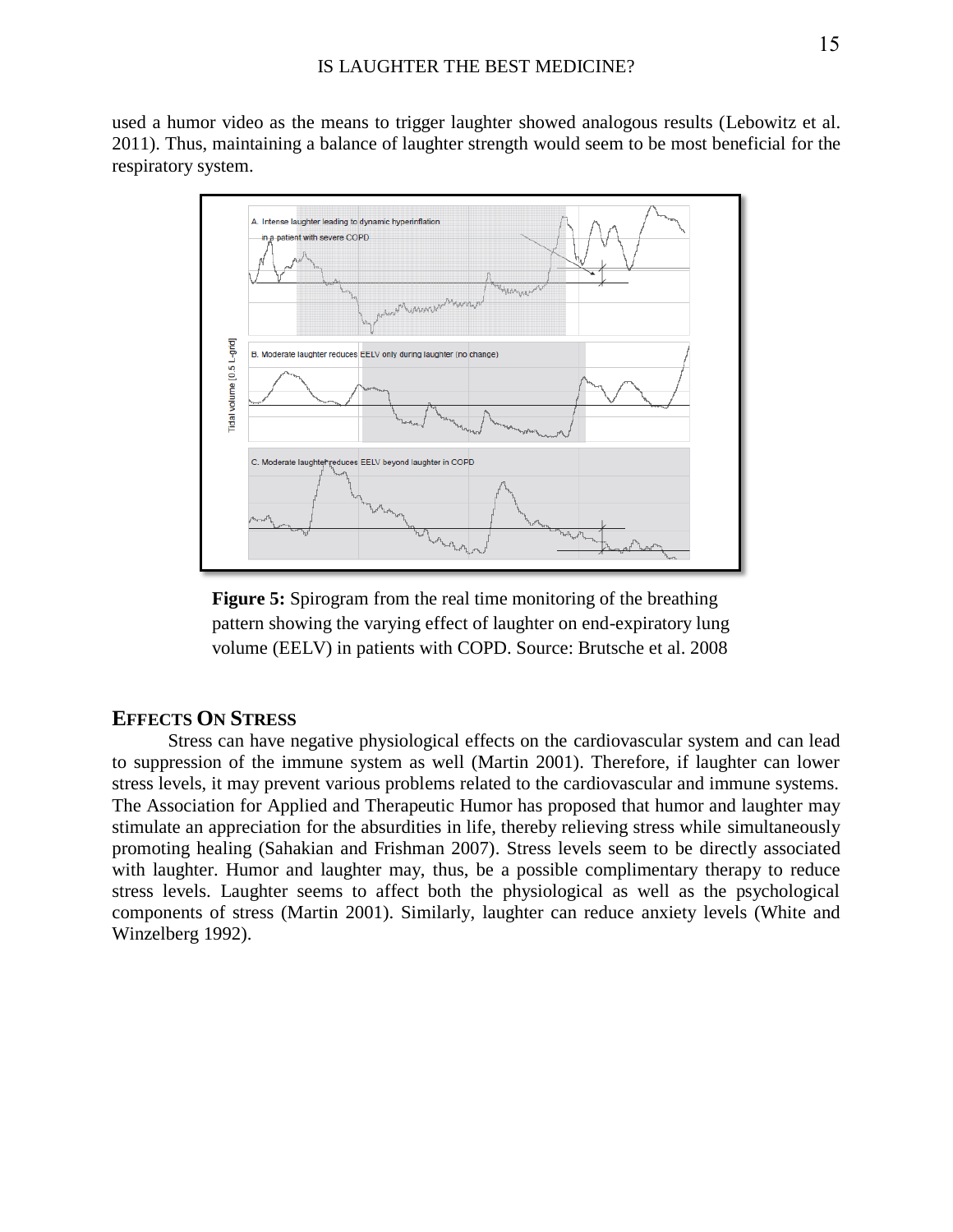used a humor video as the means to trigger laughter showed analogous results (Lebowitz et al. 2011). Thus, maintaining a balance of laughter strength would seem to be most beneficial for the respiratory system.

**Figure 5:** Spirogram from the real time monitoring of the breathing pattern showing the varying effect of laughter on end-expiratory lung volume (EELV) in patients with COPD. Source: Brutsche et al. 2008

## EFFECTS ON STRESS

Stress can have negative physiological effects on the cardiovascular system and can lead to suppression of the immune system as well (Martin 2001). Therefore, if laughter can lower stress levels, it may prevent various problems related to the cardiovascular and immune systems. The Association for Applied and Therapeutic Humor has proposed that humor and laughter may stimulate an appreciation for the absurdities in life, thereby relieving stress while simultaneously promoting healing (Sahakian and Frishman 2007). Stress levels seem to be directly associated with laughter. Humor and laughter may, thus, be a possible complimentary therapy to reduce stress levels. Laughter seems to affect both the physiological as well as the psychological components of stress (Martin 2001). Similarly, laughter can reduce anxiety levels (White and Winzelberg 1992).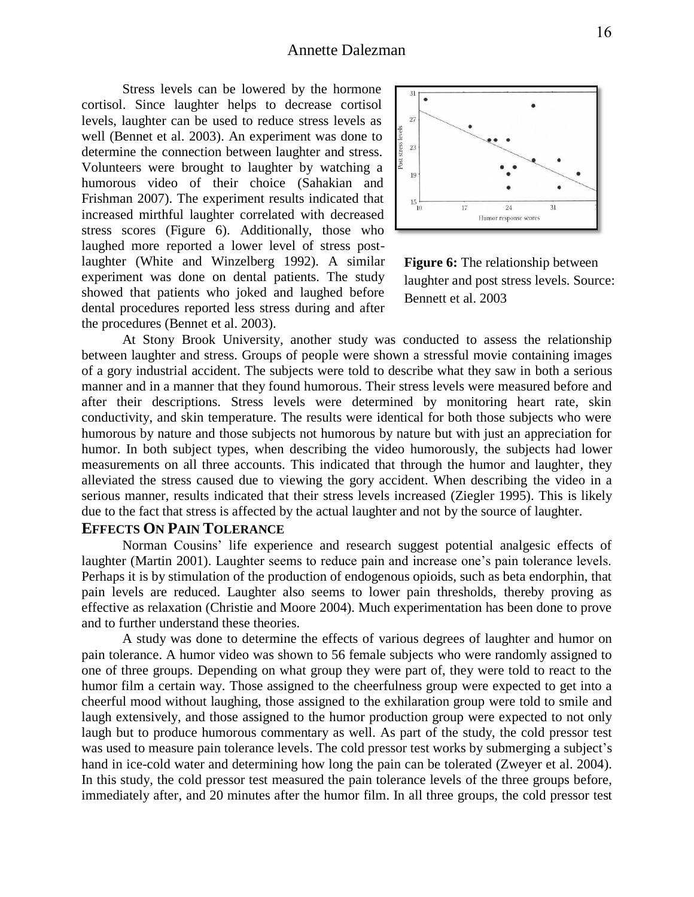Stress levels can be lowered by the hormone cortisol. Since laughter helps to decrease cortisol levels, laughter can be used to reduce stress levels as well (Bennet et al. 2003). An experiment was done to determine the connection between laughter and stress. Volunteers were brought to laughter by watching a humorous video of their choice (Sahakian and Frishman 2007). The experiment results indicated that increased mirthful laughter correlated with decreased stress scores (Figure 6). Additionally, those who laughed more reported a lower level of stress post-laughter (White and Winzelberg 1992). A similar experiment was done on dental patients. The study showed that patients who joked and laughed before dental procedures reported less stress during and after the procedures (Bennet et al. 2003).

**Figure 6:** The relationship between laughter and post stress levels. Source: Bennett et al. 2003

At Stony Brook University, another study was conducted to assess the relationship between laughter and stress. Groups of people were shown a stressful movie containing images of a gory industrial accident. The subjects were told to describe what they saw in both a serious manner and in a manner that they found humorous. Their stress levels were measured before and after their descriptions. Stress levels were determined by monitoring heart rate, skin conductivity, and skin temperature. The results were identical for both those subjects who were humorous by nature and those subjects not humorous by nature but with just an appreciation for humor. In both subject types, when describing the video humorously, the subjects had lower measurements on all three accounts. This indicated that through the humor and laughter, they alleviated the stress caused due to viewing the gory accident. When describing the video in a serious manner, results indicated that their stress levels increased (Ziegler 1995). This is likely due to the fact that stress is affected by the actual laughter and not by the source of laughter.

## EFFECTS ON PAIN TOLERANCE

Norman Cousins' life experience and research suggest potential analgesic effects of laughter (Martin 2001). Laughter seems to reduce pain and increase one's pain tolerance levels. Perhaps it is by stimulation of the production of endogenous opioids, such as beta endorphin, that pain levels are reduced. Laughter also seems to lower pain thresholds, thereby proving as effective as relaxation (Christie and Moore 2004). Much experimentation has been done to prove and to further understand these theories.

A study was done to determine the effects of various degrees of laughter and humor on pain tolerance. A humor video was shown to 56 female subjects who were randomly assigned to one of three groups. Depending on what group they were part of, they were told to react to the humor film a certain way. Those assigned to the cheerfulness group were expected to get into a cheerful mood without laughing, those assigned to the exhilaration group were told to smile and laugh extensively, and those assigned to the humor production group were expected to not only laugh but to produce humorous commentary as well. As part of the study, the cold pressor test was used to measure pain tolerance levels. The cold pressor test works by submerging a subject's hand in ice-cold water and determining how long the pain can be tolerated (Zweyer et al. 2004). In this study, the cold pressor test measured the pain tolerance levels of the three groups before, immediately after, and 20 minutes after the humor film. In all three groups, the cold pressor test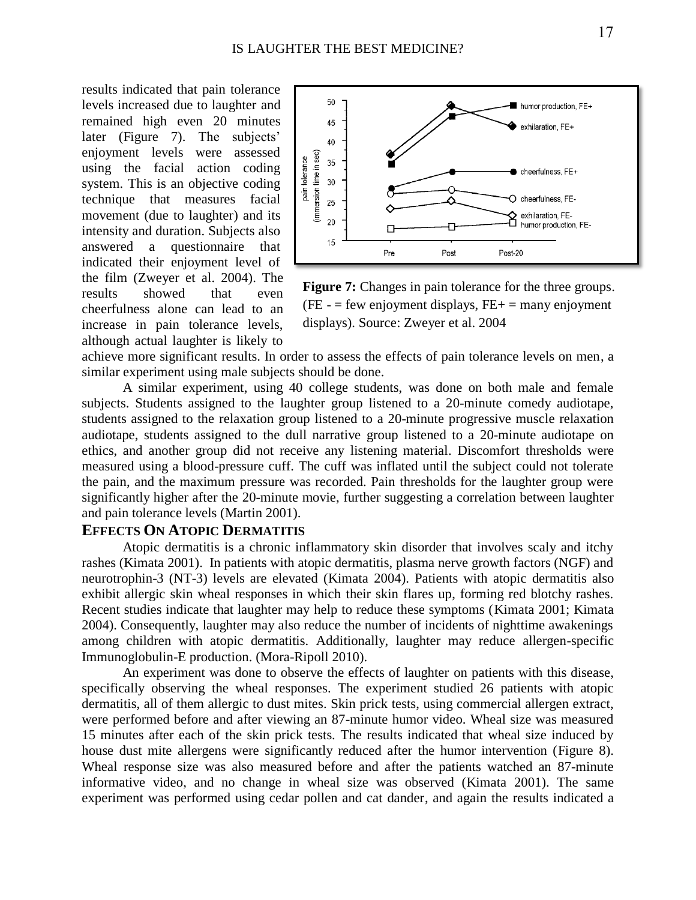results indicated that pain tolerance levels increased due to laughter and remained high even 20 minutes later (Figure 7). The subjects' enjoyment levels were assessed using the facial action coding system. This is an objective coding technique that measures facial movement (due to laughter) and its intensity and duration. Subjects also answered a questionnaire that indicated their enjoyment level of the film (Zweyer et al. 2004). The results showed that even cheerfulness alone can lead to an increase in pain tolerance levels, although actual laughter is likely to achieve more significant results. In order to assess the effects of pain tolerance levels on men, a similar experiment using male subjects should be done.

**Figure 7:** Changes in pain tolerance for the three groups. (FE - = few enjoyment displays, FE+ = many enjoyment displays). Source: Zweyer et al. 2004

A similar experiment, using 40 college students, was done on both male and female subjects. Students assigned to the laughter group listened to a 20-minute comedy audiotape, students assigned to the relaxation group listened to a 20-minute progressive muscle relaxation audiotape, students assigned to the dull narrative group listened to a 20-minute audiotape on ethics, and another group did not receive any listening material. Discomfort thresholds were measured using a blood-pressure cuff. The cuff was inflated until the subject could not tolerate the pain, and the maximum pressure was recorded. Pain thresholds for the laughter group were significantly higher after the 20-minute movie, further suggesting a correlation between laughter and pain tolerance levels (Martin 2001).

## EFFECTS ON ATOPIC DERMATITIS

Atopic dermatitis is a chronic inflammatory skin disorder that involves scaly and itchy rashes (Kimata 2001). In patients with atopic dermatitis, plasma nerve growth factors (NGF) and neurotrophin-3 (NT-3) levels are elevated (Kimata 2004). Patients with atopic dermatitis also exhibit allergic skin wheal responses in which their skin flares up, forming red blotchy rashes. Recent studies indicate that laughter may help to reduce these symptoms (Kimata 2001; Kimata 2004). Consequently, laughter may also reduce the number of incidents of nighttime awakenings among children with atopic dermatitis. Additionally, laughter may reduce allergen-specific Immunoglobulin-E production. (Mora-Ripoll 2010).

An experiment was done to observe the effects of laughter on patients with this disease, specifically observing the wheal responses. The experiment studied 26 patients with atopic dermatitis, all of them allergic to dust mites. Skin prick tests, using commercial allergen extract, were performed before and after viewing an 87-minute humor video. Wheal size was measured 15 minutes after each of the skin prick tests. The results indicated that wheal size induced by house dust mite allergens were significantly reduced after the humor intervention (Figure 8). Wheal response size was also measured before and after the patients watched an 87-minute informative video, and no change in wheal size was observed (Kimata 2001). The same experiment was performed using cedar pollen and cat dander, and again the results indicated a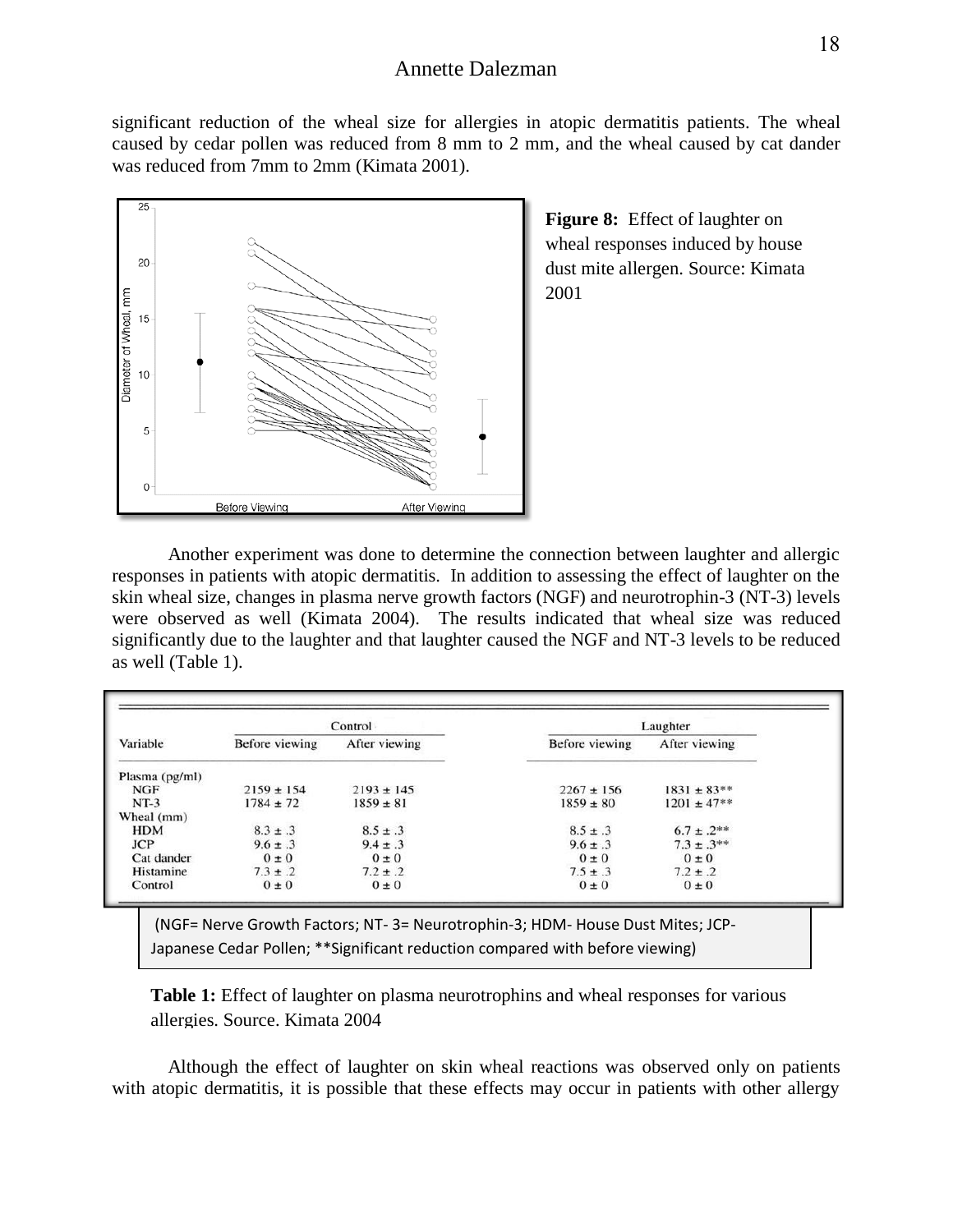significant reduction of the wheal size for allergies in atopic dermatitis patients. The wheal caused by cedar pollen was reduced from 8 mm to 2 mm, and the wheal caused by cat dander was reduced from 7mm to 2mm (Kimata 2001).

**Figure 8:** Effect of laughter on wheal responses induced by house dust mite allergen. Source: Kimata 2001

Another experiment was done to determine the connection between laughter and allergic responses in patients with atopic dermatitis. In addition to assessing the effect of laughter on the skin wheal size, changes in plasma nerve growth factors (NGF) and neurotrophin-3 (NT-3) levels were observed as well (Kimata 2004). The results indicated that wheal size was reduced significantly due to the laughter and that laughter caused the NGF and NT-3 levels to be reduced as well (Table 1).

| Variable | Control | | Laughter | |
|---|---|---|---|---|
| | Before viewing | After viewing | Before viewing | After viewing |
| Plasma (pg/ml) | | | | |
| NGF | 2159 ± 154 | 2193 ± 145 | 2267 ± 156 | 1831 ± 83** |
| NT-3 | 1784 ± 72 | 1859 ± 81 | 1859 ± 80 | 1201 ± 47** |
| Wheal (mm) | | | | |
| HDM | 8.3 ± .3 | 8.5 ± .3 | 8.5 ± .3 | 6.7 ± .2** |
| JCP | 9.6 ± .3 | 9.4 ± .3 | 9.6 ± .3 | 7.3 ± .3** |
| Cat dander | 0 ± 0 | 0 ± 0 | 0 ± 0 | 0 ± 0 |
| Histamine | 7.3 ± .2 | 7.2 ± .2 | 7.5 ± .3 | 7.2 ± .2 |
| Control | 0 ± 0 | 0 ± 0 | 0 ± 0 | 0 ± 0 |

(NGF= Nerve Growth Factors; NT- 3= Neurotrophin-3; HDM- House Dust Mites; JCP- Japanese Cedar Pollen; **Significant reduction compared with before viewing)

**Table 1:** Effect of laughter on plasma neurotrophins and wheal responses for various allergies. Source. Kimata 2004

Although the effect of laughter on skin wheal reactions was observed only on patients with atopic dermatitis, it is possible that these effects may occur in patients with other allergy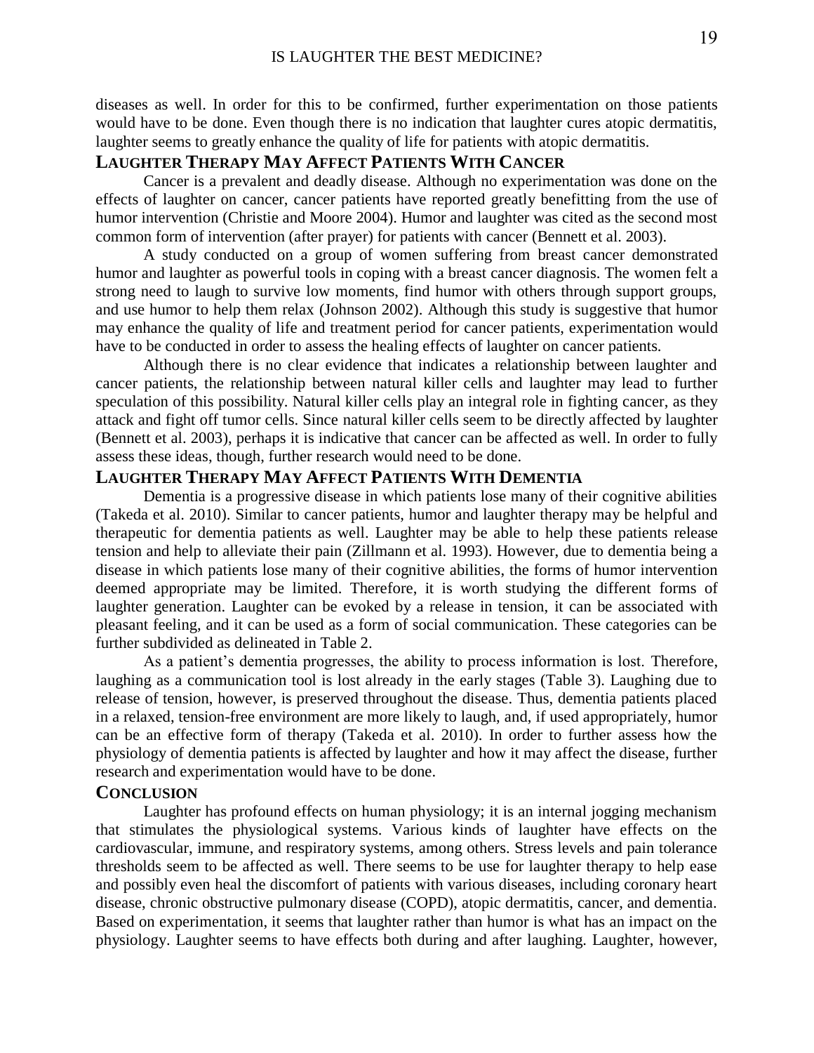diseases as well. In order for this to be confirmed, further experimentation on those patients would have to be done. Even though there is no indication that laughter cures atopic dermatitis, laughter seems to greatly enhance the quality of life for patients with atopic dermatitis.

## Laughter Therapy May Affect Patients With Cancer

Cancer is a prevalent and deadly disease. Although no experimentation was done on the effects of laughter on cancer, cancer patients have reported greatly benefitting from the use of humor intervention (Christie and Moore 2004). Humor and laughter was cited as the second most common form of intervention (after prayer) for patients with cancer (Bennett et al. 2003).

A study conducted on a group of women suffering from breast cancer demonstrated humor and laughter as powerful tools in coping with a breast cancer diagnosis. The women felt a strong need to laugh to survive low moments, find humor with others through support groups, and use humor to help them relax (Johnson 2002). Although this study is suggestive that humor may enhance the quality of life and treatment period for cancer patients, experimentation would have to be conducted in order to assess the healing effects of laughter on cancer patients.

Although there is no clear evidence that indicates a relationship between laughter and cancer patients, the relationship between natural killer cells and laughter may lead to further speculation of this possibility. Natural killer cells play an integral role in fighting cancer, as they attack and fight off tumor cells. Since natural killer cells seem to be directly affected by laughter (Bennett et al. 2003), perhaps it is indicative that cancer can be affected as well. In order to fully assess these ideas, though, further research would need to be done.

## Laughter Therapy May Affect Patients With Dementia

Dementia is a progressive disease in which patients lose many of their cognitive abilities (Takeda et al. 2010). Similar to cancer patients, humor and laughter therapy may be helpful and therapeutic for dementia patients as well. Laughter may be able to help these patients release tension and help to alleviate their pain (Zillmann et al. 1993). However, due to dementia being a disease in which patients lose many of their cognitive abilities, the forms of humor intervention deemed appropriate may be limited. Therefore, it is worth studying the different forms of laughter generation. Laughter can be evoked by a release in tension, it can be associated with pleasant feeling, and it can be used as a form of social communication. These categories can be further subdivided as delineated in Table 2.

As a patient's dementia progresses, the ability to process information is lost. Therefore, laughing as a communication tool is lost already in the early stages (Table 3). Laughing due to release of tension, however, is preserved throughout the disease. Thus, dementia patients placed in a relaxed, tension-free environment are more likely to laugh, and, if used appropriately, humor can be an effective form of therapy (Takeda et al. 2010). In order to further assess how the physiology of dementia patients is affected by laughter and how it may affect the disease, further research and experimentation would have to be done.

## Conclusion

Laughter has profound effects on human physiology; it is an internal jogging mechanism that stimulates the physiological systems. Various kinds of laughter have effects on the cardiovascular, immune, and respiratory systems, among others. Stress levels and pain tolerance thresholds seem to be affected as well. There seems to be use for laughter therapy to help ease and possibly even heal the discomfort of patients with various diseases, including coronary heart disease, chronic obstructive pulmonary disease (COPD), atopic dermatitis, cancer, and dementia. Based on experimentation, it seems that laughter rather than humor is what has an impact on the physiology. Laughter seems to have effects both during and after laughing. Laughter, however,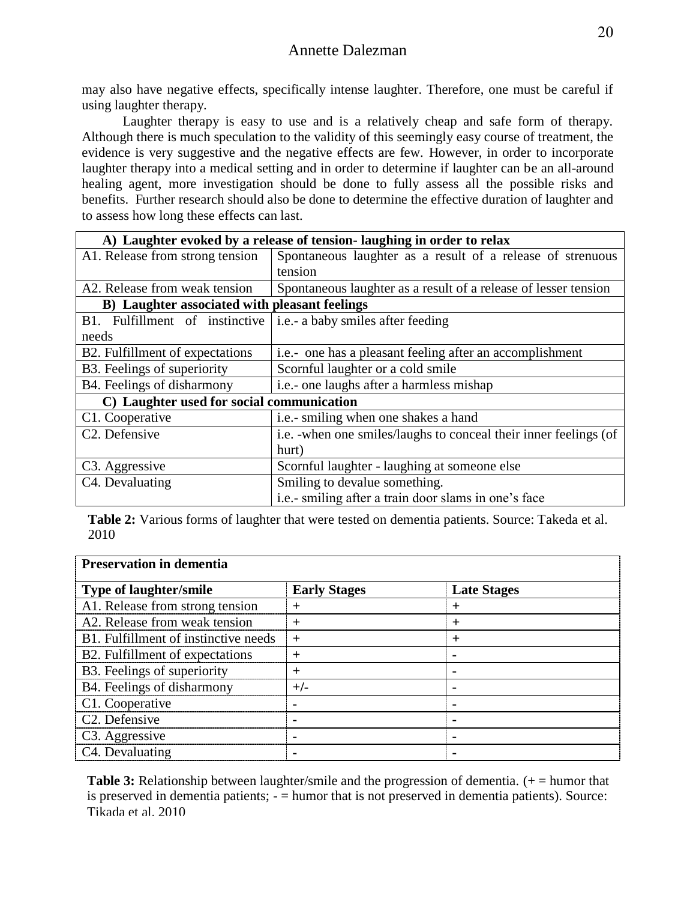may also have negative effects, specifically intense laughter. Therefore, one must be careful if using laughter therapy.

Laughter therapy is easy to use and is a relatively cheap and safe form of therapy. Although there is much speculation to the validity of this seemingly easy course of treatment, the evidence is very suggestive and the negative effects are few. However, in order to incorporate laughter therapy into a medical setting and in order to determine if laughter can be an all-around healing agent, more investigation should be done to fully assess all the possible risks and benefits. Further research should also be done to determine the effective duration of laughter and to assess how long these effects can last.

| **A) Laughter evoked by a release of tension- laughing in order to relax** | |
|---|---|
| A1. Release from strong tension | Spontaneous laughter as a result of a release of strenuous tension |
| A2. Release from weak tension | Spontaneous laughter as a result of a release of lesser tension |
| **B) Laughter associated with pleasant feelings** | |
| B1. Fulfillment of instinctive needs | i.e.- a baby smiles after feeding |
| B2. Fulfillment of expectations | i.e.- one has a pleasant feeling after an accomplishment |
| B3. Feelings of superiority | Scornful laughter or a cold smile |
| B4. Feelings of disharmony | i.e.- one laughs after a harmless mishap |
| **C) Laughter used for social communication** | |
| C1. Cooperative | i.e.- smiling when one shakes a hand |
| C2. Defensive | i.e. -when one smiles/laughs to conceal their inner feelings (of hurt) |
| C3. Aggressive | Scornful laughter - laughing at someone else |
| C4. Devaluating | Smiling to devalue something. i.e.- smiling after a train door slams in one's face |

**Table 2:** Various forms of laughter that were tested on dementia patients. Source: Takeda et al. 2010

| **Preservation in dementia** | | |
|---|---|---|
| **Type of laughter/smile** | **Early Stages** | **Late Stages** |
| A1. Release from strong tension | + | + |
| A2. Release from weak tension | + | + |
| B1. Fulfillment of instinctive needs | + | + |
| B2. Fulfillment of expectations | + | - |
| B3. Feelings of superiority | + | - |
| B4. Feelings of disharmony | +/- | - |
| C1. Cooperative | - | - |
| C2. Defensive | - | - |
| C3. Aggressive | - | - |
| C4. Devaluating | - | - |

**Table 3:** Relationship between laughter/smile and the progression of dementia. (+ = humor that is preserved in dementia patients; - = humor that is not preserved in dementia patients). Source: Tikada et al. 2010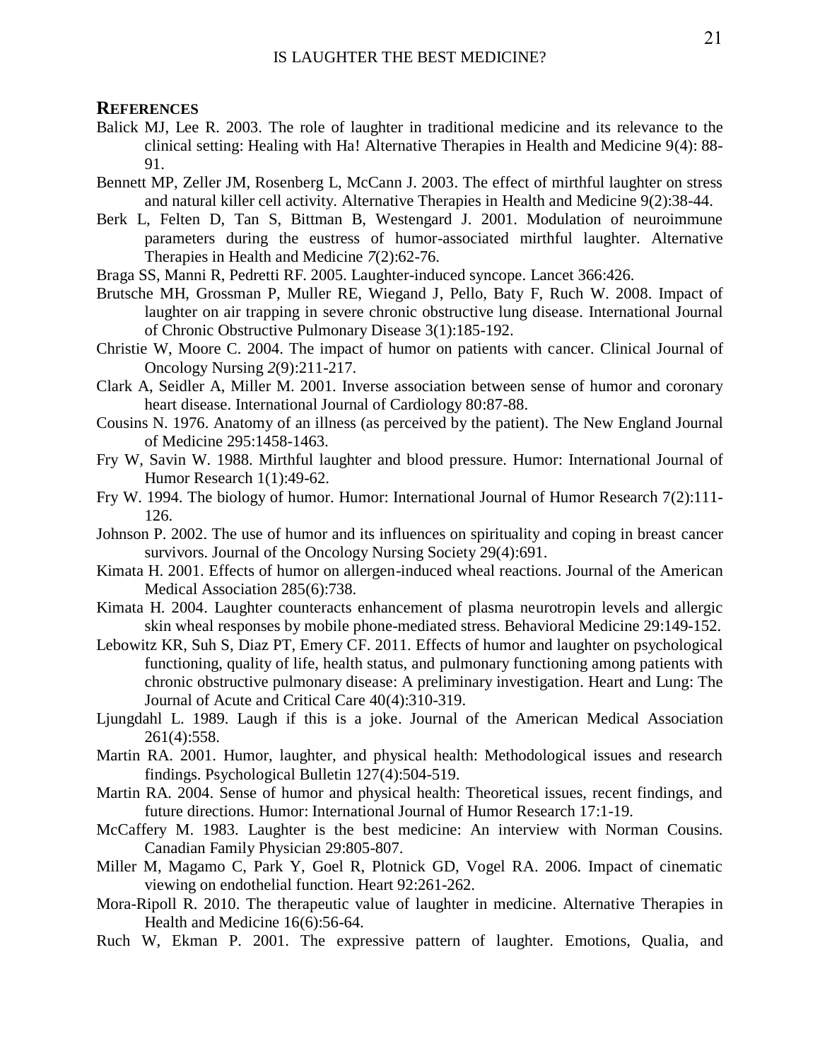## References

Balick MJ, Lee R. 2003. The role of laughter in traditional medicine and its relevance to the clinical setting: Healing with Ha! Alternative Therapies in Health and Medicine 9(4): 88-91.

Bennett MP, Zeller JM, Rosenberg L, McCann J. 2003. The effect of mirthful laughter on stress and natural killer cell activity. Alternative Therapies in Health and Medicine 9(2):38-44.

Berk L, Felten D, Tan S, Bittman B, Westengard J. 2001. Modulation of neuroimmune parameters during the eustress of humor-associated mirthful laughter. Alternative Therapies in Health and Medicine *7*(2):62-76.

Braga SS, Manni R, Pedretti RF. 2005. Laughter-induced syncope. Lancet 366:426.

Brutsche MH, Grossman P, Muller RE, Wiegand J, Pello, Baty F, Ruch W. 2008. Impact of laughter on air trapping in severe chronic obstructive lung disease. International Journal of Chronic Obstructive Pulmonary Disease 3(1):185-192.

Christie W, Moore C. 2004. The impact of humor on patients with cancer. Clinical Journal of Oncology Nursing *2*(9):211-217.

Clark A, Seidler A, Miller M. 2001. Inverse association between sense of humor and coronary heart disease. International Journal of Cardiology 80:87-88.

Cousins N. 1976. Anatomy of an illness (as perceived by the patient). The New England Journal of Medicine 295:1458-1463.

Fry W, Savin W. 1988. Mirthful laughter and blood pressure. Humor: International Journal of Humor Research 1(1):49-62.

Fry W. 1994. The biology of humor. Humor: International Journal of Humor Research 7(2):111-126.

Johnson P. 2002. The use of humor and its influences on spirituality and coping in breast cancer survivors. Journal of the Oncology Nursing Society 29(4):691.

Kimata H. 2001. Effects of humor on allergen-induced wheal reactions. Journal of the American Medical Association 285(6):738.

Kimata H. 2004. Laughter counteracts enhancement of plasma neurotropin levels and allergic skin wheal responses by mobile phone-mediated stress. Behavioral Medicine 29:149-152.

Lebowitz KR, Suh S, Diaz PT, Emery CF. 2011. Effects of humor and laughter on psychological functioning, quality of life, health status, and pulmonary functioning among patients with chronic obstructive pulmonary disease: A preliminary investigation. Heart and Lung: The Journal of Acute and Critical Care 40(4):310-319.

Ljungdahl L. 1989. Laugh if this is a joke. Journal of the American Medical Association 261(4):558.

Martin RA. 2001. Humor, laughter, and physical health: Methodological issues and research findings. Psychological Bulletin 127(4):504-519.

Martin RA. 2004. Sense of humor and physical health: Theoretical issues, recent findings, and future directions. Humor: International Journal of Humor Research 17:1-19.

McCaffery M. 1983. Laughter is the best medicine: An interview with Norman Cousins. Canadian Family Physician 29:805-807.

Miller M, Magamo C, Park Y, Goel R, Plotnick GD, Vogel RA. 2006. Impact of cinematic viewing on endothelial function. Heart 92:261-262.

Mora-Ripoll R. 2010. The therapeutic value of laughter in medicine. Alternative Therapies in Health and Medicine 16(6):56-64.

Ruch W, Ekman P. 2001. The expressive pattern of laughter. Emotions, Qualia, and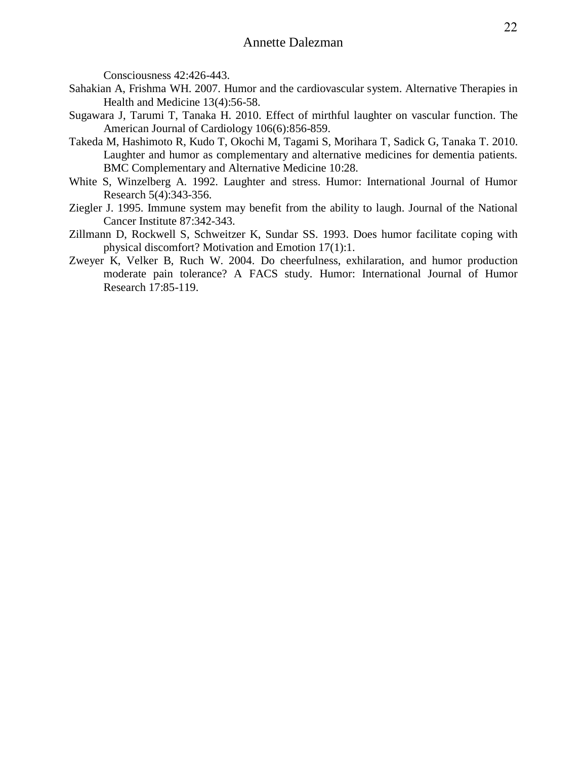Consciousness 42:426-443.

Sahakian A, Frishma WH. 2007. Humor and the cardiovascular system. Alternative Therapies in Health and Medicine 13(4):56-58.

Sugawara J, Tarumi T, Tanaka H. 2010. Effect of mirthful laughter on vascular function. The American Journal of Cardiology 106(6):856-859.

Takeda M, Hashimoto R, Kudo T, Okochi M, Tagami S, Morihara T, Sadick G, Tanaka T. 2010. Laughter and humor as complementary and alternative medicines for dementia patients. BMC Complementary and Alternative Medicine 10:28.

White S, Winzelberg A. 1992. Laughter and stress. Humor: International Journal of Humor Research 5(4):343-356.

Ziegler J. 1995. Immune system may benefit from the ability to laugh. Journal of the National Cancer Institute 87:342-343.

Zillmann D, Rockwell S, Schweitzer K, Sundar SS. 1993. Does humor facilitate coping with physical discomfort? Motivation and Emotion 17(1):1.

Zweyer K, Velker B, Ruch W. 2004. Do cheerfulness, exhilaration, and humor production moderate pain tolerance? A FACS study. Humor: International Journal of Humor Research 17:85-119.